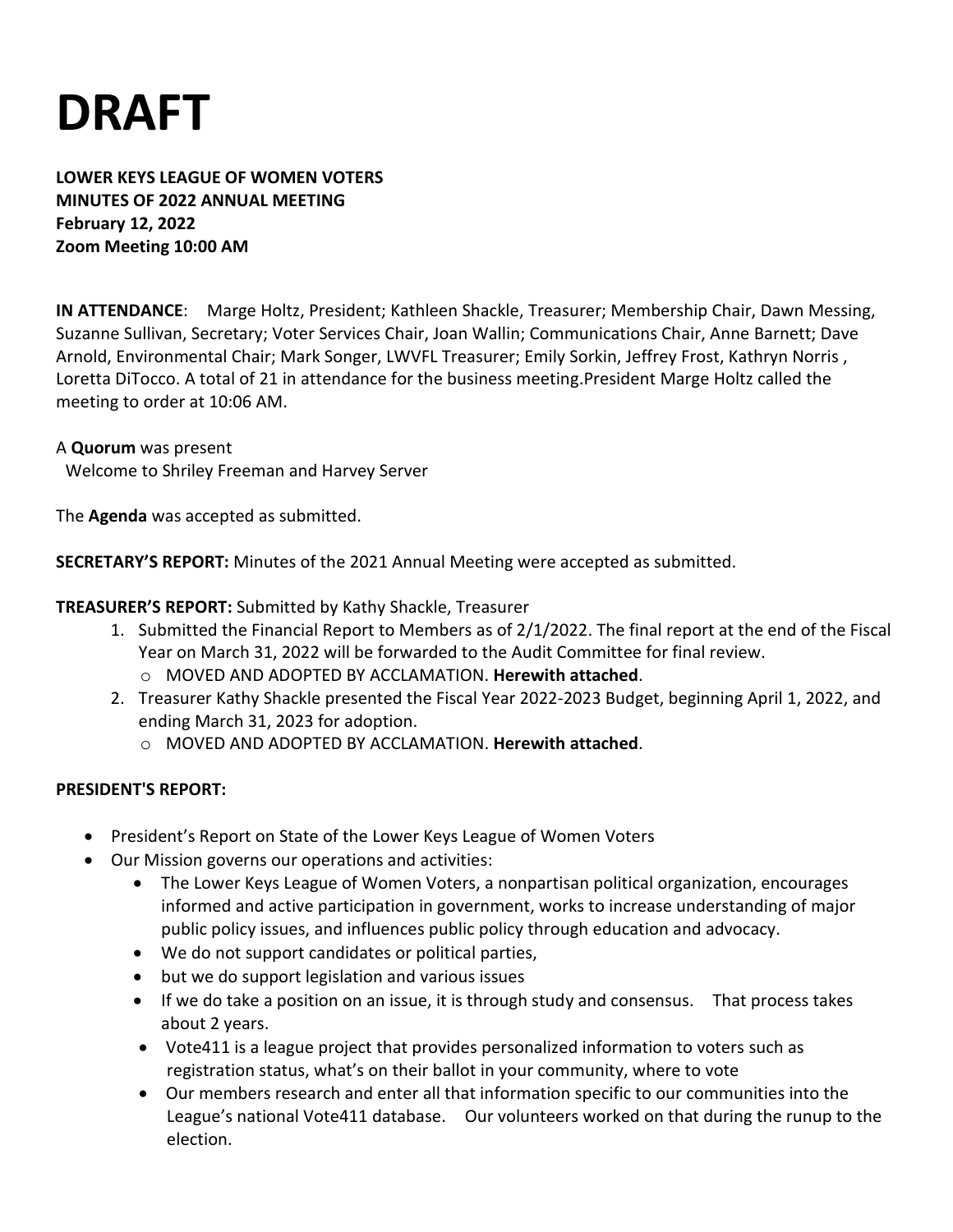# DRAFT

**LOWER KEYS LEAGUE OF WOMEN VOTERS**
**MINUTES OF 2022 ANNUAL MEETING**
**February 12, 2022**
**Zoom Meeting 10:00 AM**

**IN ATTENDANCE**: Marge Holtz, President; Kathleen Shackle, Treasurer; Membership Chair, Dawn Messing, Suzanne Sullivan, Secretary; Voter Services Chair, Joan Wallin; Communications Chair, Anne Barnett; Dave Arnold, Environmental Chair; Mark Songer, LWVFL Treasurer; Emily Sorkin, Jeffrey Frost, Kathryn Norris , Loretta DiTocco. A total of 21 in attendance for the business meeting.President Marge Holtz called the meeting to order at 10:06 AM.

A **Quorum** was present
Welcome to Shriley Freeman and Harvey Server

The **Agenda** was accepted as submitted.

**SECRETARY'S REPORT:** Minutes of the 2021 Annual Meeting were accepted as submitted.

**TREASURER'S REPORT:** Submitted by Kathy Shackle, Treasurer

1. Submitted the Financial Report to Members as of 2/1/2022. The final report at the end of the Fiscal Year on March 31, 2022 will be forwarded to the Audit Committee for final review.
   - MOVED AND ADOPTED BY ACCLAMATION. **Herewith attached**.
2. Treasurer Kathy Shackle presented the Fiscal Year 2022-2023 Budget, beginning April 1, 2022, and ending March 31, 2023 for adoption.
   - MOVED AND ADOPTED BY ACCLAMATION. **Herewith attached**.

**PRESIDENT'S REPORT:**

- President's Report on State of the Lower Keys League of Women Voters
- Our Mission governs our operations and activities:
  - The Lower Keys League of Women Voters, a nonpartisan political organization, encourages informed and active participation in government, works to increase understanding of major public policy issues, and influences public policy through education and advocacy.
  - We do not support candidates or political parties,
  - but we do support legislation and various issues
  - If we do take a position on an issue, it is through study and consensus. That process takes about 2 years.
  - Vote411 is a league project that provides personalized information to voters such as registration status, what's on their ballot in your community, where to vote
  - Our members research and enter all that information specific to our communities into the League's national Vote411 database. Our volunteers worked on that during the runup to the election.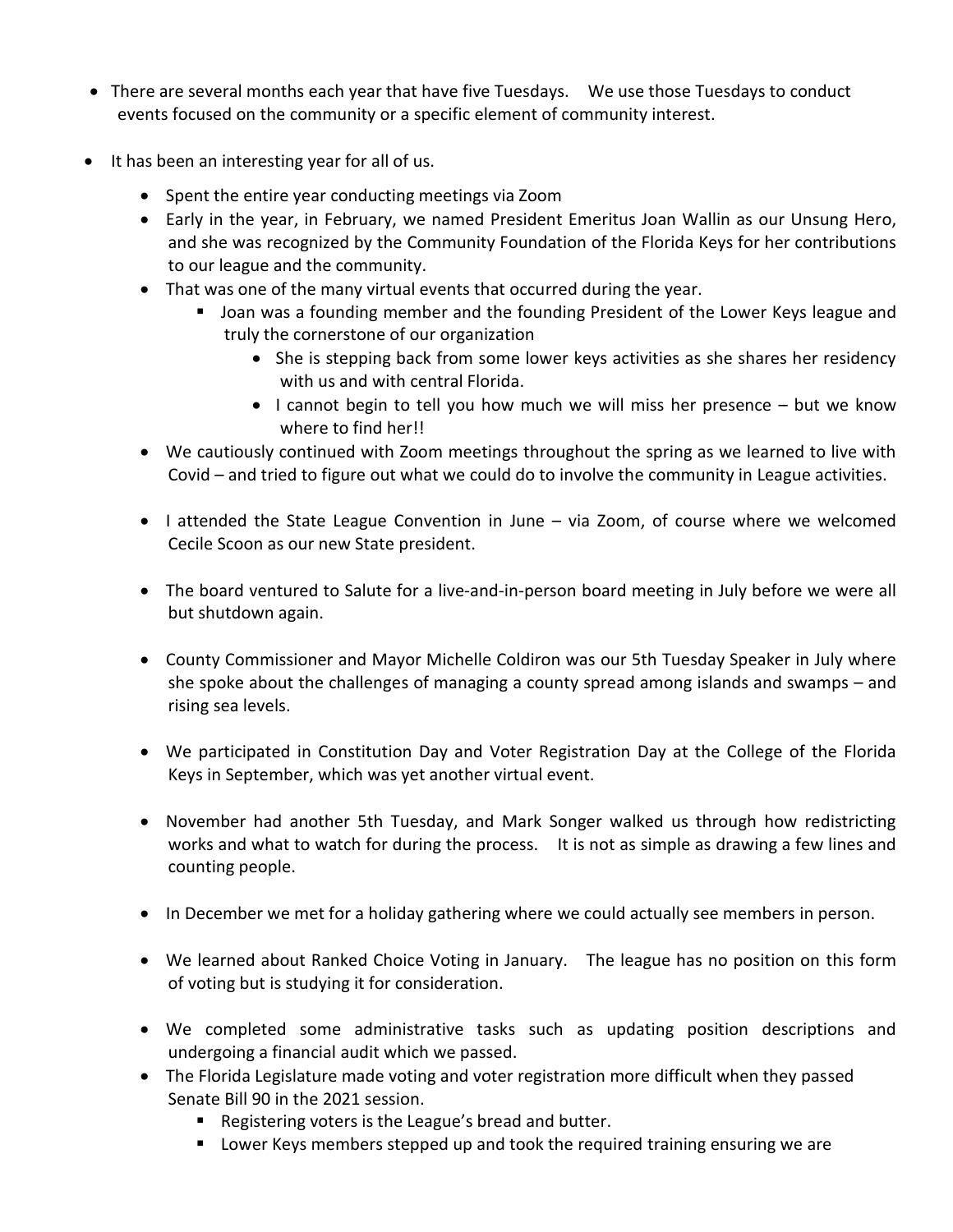- There are several months each year that have five Tuesdays. We use those Tuesdays to conduct events focused on the community or a specific element of community interest.

- It has been an interesting year for all of us.
  - Spent the entire year conducting meetings via Zoom
  - Early in the year, in February, we named President Emeritus Joan Wallin as our Unsung Hero, and she was recognized by the Community Foundation of the Florida Keys for her contributions to our league and the community.
  - That was one of the many virtual events that occurred during the year.
    - Joan was a founding member and the founding President of the Lower Keys league and truly the cornerstone of our organization
      - She is stepping back from some lower keys activities as she shares her residency with us and with central Florida.
      - I cannot begin to tell you how much we will miss her presence – but we know where to find her!!
  - We cautiously continued with Zoom meetings throughout the spring as we learned to live with Covid – and tried to figure out what we could do to involve the community in League activities.

  - I attended the State League Convention in June – via Zoom, of course where we welcomed Cecile Scoon as our new State president.

  - The board ventured to Salute for a live-and-in-person board meeting in July before we were all but shutdown again.

  - County Commissioner and Mayor Michelle Coldiron was our 5th Tuesday Speaker in July where she spoke about the challenges of managing a county spread among islands and swamps – and rising sea levels.

  - We participated in Constitution Day and Voter Registration Day at the College of the Florida Keys in September, which was yet another virtual event.

  - November had another 5th Tuesday, and Mark Songer walked us through how redistricting works and what to watch for during the process. It is not as simple as drawing a few lines and counting people.

  - In December we met for a holiday gathering where we could actually see members in person.

  - We learned about Ranked Choice Voting in January. The league has no position on this form of voting but is studying it for consideration.

  - We completed some administrative tasks such as updating position descriptions and undergoing a financial audit which we passed.
  - The Florida Legislature made voting and voter registration more difficult when they passed Senate Bill 90 in the 2021 session.
    - Registering voters is the League's bread and butter.
    - Lower Keys members stepped up and took the required training ensuring we are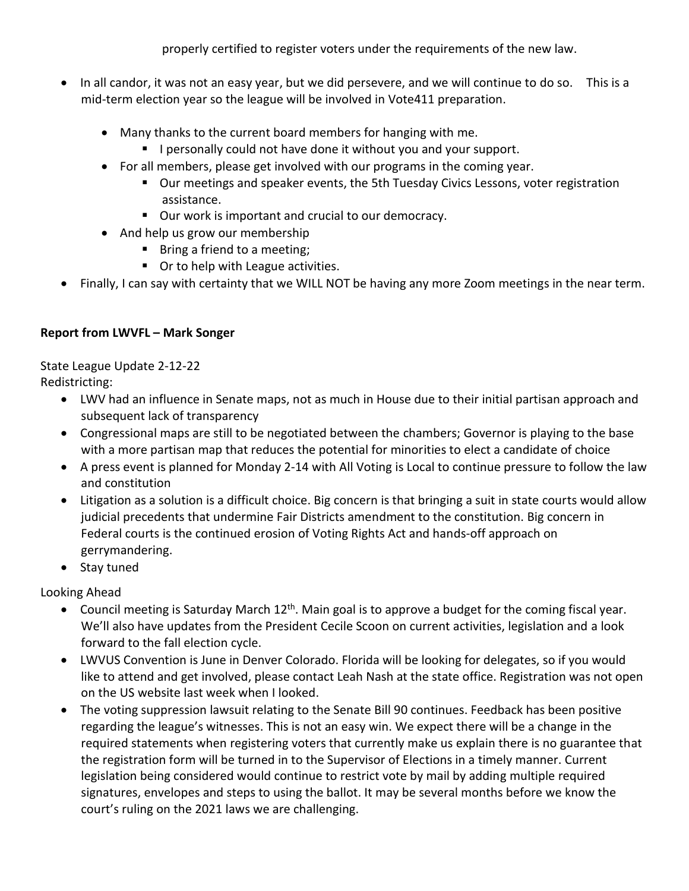properly certified to register voters under the requirements of the new law.

- In all candor, it was not an easy year, but we did persevere, and we will continue to do so. This is a mid-term election year so the league will be involved in Vote411 preparation.
    - Many thanks to the current board members for hanging with me.
        - I personally could not have done it without you and your support.
    - For all members, please get involved with our programs in the coming year.
        - Our meetings and speaker events, the 5th Tuesday Civics Lessons, voter registration assistance.
        - Our work is important and crucial to our democracy.
    - And help us grow our membership
        - Bring a friend to a meeting;
        - Or to help with League activities.
- Finally, I can say with certainty that we WILL NOT be having any more Zoom meetings in the near term.

**Report from LWVFL – Mark Songer**

State League Update 2-12-22

Redistricting:

- LWV had an influence in Senate maps, not as much in House due to their initial partisan approach and subsequent lack of transparency
- Congressional maps are still to be negotiated between the chambers; Governor is playing to the base with a more partisan map that reduces the potential for minorities to elect a candidate of choice
- A press event is planned for Monday 2-14 with All Voting is Local to continue pressure to follow the law and constitution
- Litigation as a solution is a difficult choice. Big concern is that bringing a suit in state courts would allow judicial precedents that undermine Fair Districts amendment to the constitution. Big concern in Federal courts is the continued erosion of Voting Rights Act and hands-off approach on gerrymandering.
- Stay tuned

Looking Ahead

- Council meeting is Saturday March 12th. Main goal is to approve a budget for the coming fiscal year. We'll also have updates from the President Cecile Scoon on current activities, legislation and a look forward to the fall election cycle.
- LWVUS Convention is June in Denver Colorado. Florida will be looking for delegates, so if you would like to attend and get involved, please contact Leah Nash at the state office. Registration was not open on the US website last week when I looked.
- The voting suppression lawsuit relating to the Senate Bill 90 continues. Feedback has been positive regarding the league's witnesses. This is not an easy win. We expect there will be a change in the required statements when registering voters that currently make us explain there is no guarantee that the registration form will be turned in to the Supervisor of Elections in a timely manner. Current legislation being considered would continue to restrict vote by mail by adding multiple required signatures, envelopes and steps to using the ballot. It may be several months before we know the court's ruling on the 2021 laws we are challenging.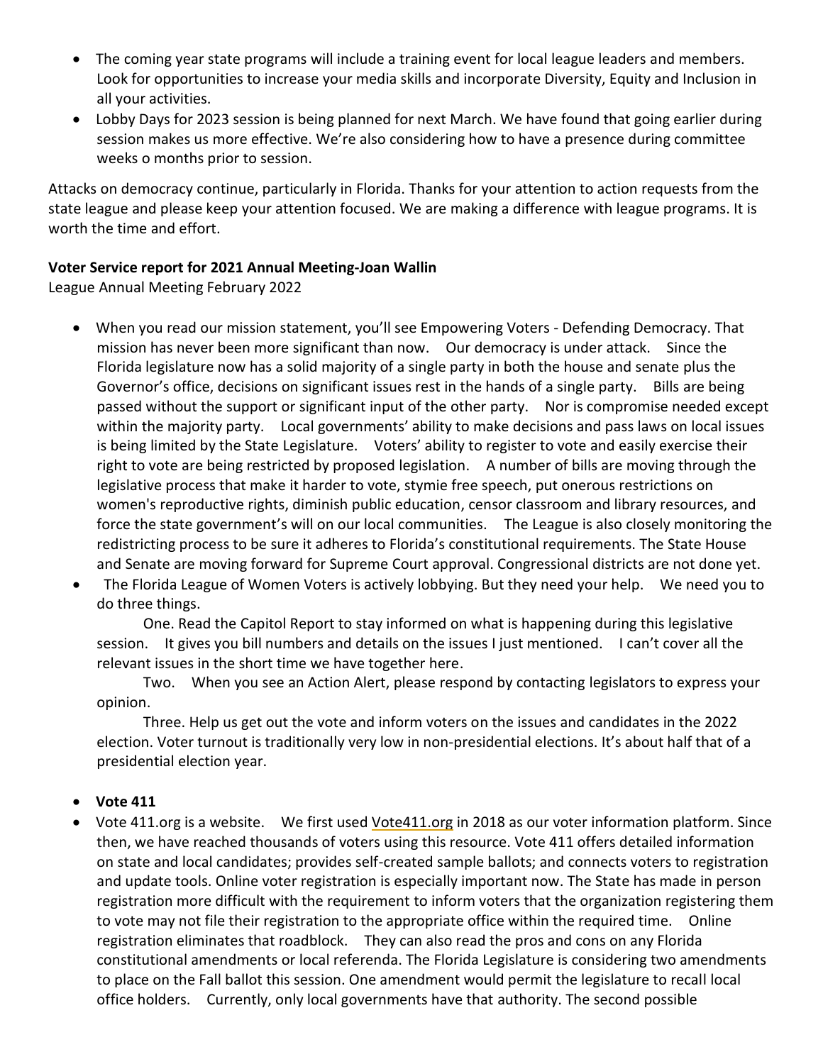- The coming year state programs will include a training event for local league leaders and members. Look for opportunities to increase your media skills and incorporate Diversity, Equity and Inclusion in all your activities.
- Lobby Days for 2023 session is being planned for next March. We have found that going earlier during session makes us more effective. We're also considering how to have a presence during committee weeks o months prior to session.

Attacks on democracy continue, particularly in Florida. Thanks for your attention to action requests from the state league and please keep your attention focused. We are making a difference with league programs. It is worth the time and effort.

**Voter Service report for 2021 Annual Meeting-Joan Wallin**

League Annual Meeting February 2022

- When you read our mission statement, you'll see Empowering Voters - Defending Democracy. That mission has never been more significant than now. Our democracy is under attack. Since the Florida legislature now has a solid majority of a single party in both the house and senate plus the Governor's office, decisions on significant issues rest in the hands of a single party. Bills are being passed without the support or significant input of the other party. Nor is compromise needed except within the majority party. Local governments' ability to make decisions and pass laws on local issues is being limited by the State Legislature. Voters' ability to register to vote and easily exercise their right to vote are being restricted by proposed legislation. A number of bills are moving through the legislative process that make it harder to vote, stymie free speech, put onerous restrictions on women's reproductive rights, diminish public education, censor classroom and library resources, and force the state government's will on our local communities. The League is also closely monitoring the redistricting process to be sure it adheres to Florida's constitutional requirements. The State House and Senate are moving forward for Supreme Court approval. Congressional districts are not done yet.
- The Florida League of Women Voters is actively lobbying. But they need your help. We need you to do three things.

  One. Read the Capitol Report to stay informed on what is happening during this legislative session. It gives you bill numbers and details on the issues I just mentioned. I can't cover all the relevant issues in the short time we have together here.

  Two. When you see an Action Alert, please respond by contacting legislators to express your opinion.

  Three. Help us get out the vote and inform voters on the issues and candidates in the 2022 election. Voter turnout is traditionally very low in non-presidential elections. It's about half that of a presidential election year.

- **Vote 411**
- Vote 411.org is a website. We first used Vote411.org in 2018 as our voter information platform. Since then, we have reached thousands of voters using this resource. Vote 411 offers detailed information on state and local candidates; provides self-created sample ballots; and connects voters to registration and update tools. Online voter registration is especially important now. The State has made in person registration more difficult with the requirement to inform voters that the organization registering them to vote may not file their registration to the appropriate office within the required time. Online registration eliminates that roadblock. They can also read the pros and cons on any Florida constitutional amendments or local referenda. The Florida Legislature is considering two amendments to place on the Fall ballot this session. One amendment would permit the legislature to recall local office holders. Currently, only local governments have that authority. The second possible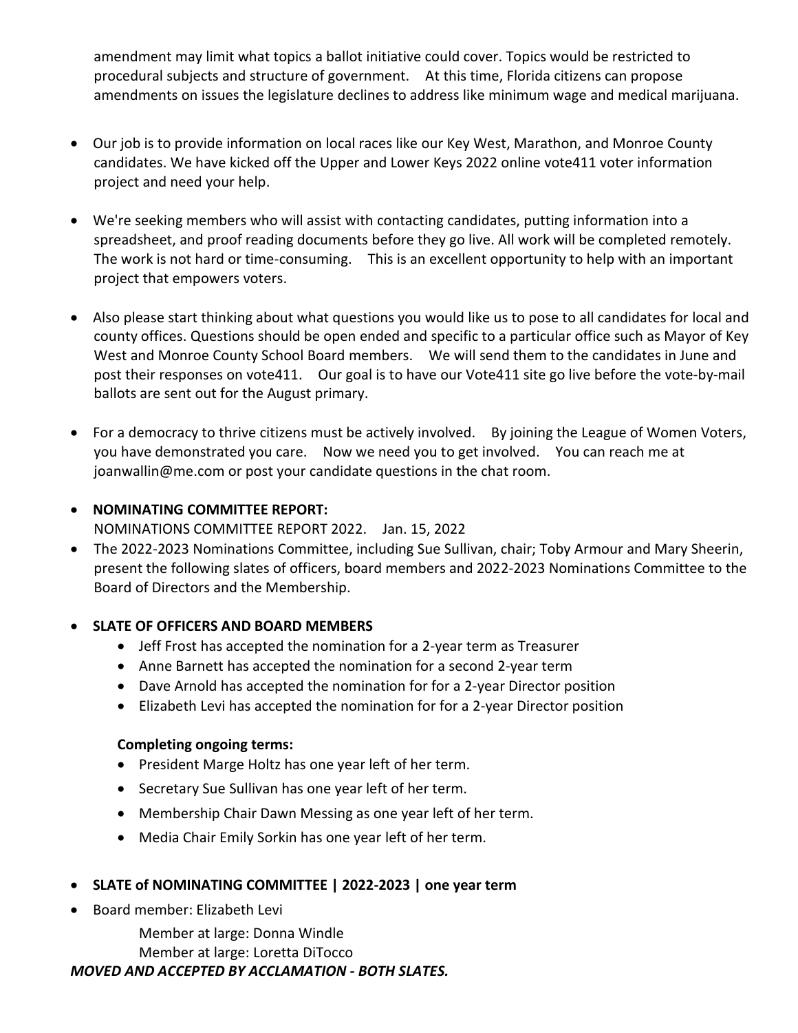amendment may limit what topics a ballot initiative could cover. Topics would be restricted to procedural subjects and structure of government. At this time, Florida citizens can propose amendments on issues the legislature declines to address like minimum wage and medical marijuana.

- Our job is to provide information on local races like our Key West, Marathon, and Monroe County candidates. We have kicked off the Upper and Lower Keys 2022 online vote411 voter information project and need your help.

- We're seeking members who will assist with contacting candidates, putting information into a spreadsheet, and proof reading documents before they go live. All work will be completed remotely. The work is not hard or time-consuming. This is an excellent opportunity to help with an important project that empowers voters.

- Also please start thinking about what questions you would like us to pose to all candidates for local and county offices. Questions should be open ended and specific to a particular office such as Mayor of Key West and Monroe County School Board members. We will send them to the candidates in June and post their responses on vote411. Our goal is to have our Vote411 site go live before the vote-by-mail ballots are sent out for the August primary.

- For a democracy to thrive citizens must be actively involved. By joining the League of Women Voters, you have demonstrated you care. Now we need you to get involved. You can reach me at joanwallin@me.com or post your candidate questions in the chat room.

- **NOMINATING COMMITTEE REPORT:**
  NOMINATIONS COMMITTEE REPORT 2022. Jan. 15, 2022
- The 2022-2023 Nominations Committee, including Sue Sullivan, chair; Toby Armour and Mary Sheerin, present the following slates of officers, board members and 2022-2023 Nominations Committee to the Board of Directors and the Membership.

- **SLATE OF OFFICERS AND BOARD MEMBERS**
  - Jeff Frost has accepted the nomination for a 2-year term as Treasurer
  - Anne Barnett has accepted the nomination for a second 2-year term
  - Dave Arnold has accepted the nomination for for a 2-year Director position
  - Elizabeth Levi has accepted the nomination for for a 2-year Director position

  **Completing ongoing terms:**
  - President Marge Holtz has one year left of her term.
  - Secretary Sue Sullivan has one year left of her term.
  - Membership Chair Dawn Messing as one year left of her term.
  - Media Chair Emily Sorkin has one year left of her term.

- **SLATE of NOMINATING COMMITTEE | 2022-2023 | one year term**
- Board member: Elizabeth Levi

  Member at large: Donna Windle
  Member at large: Loretta DiTocco

***MOVED AND ACCEPTED BY ACCLAMATION - BOTH SLATES.***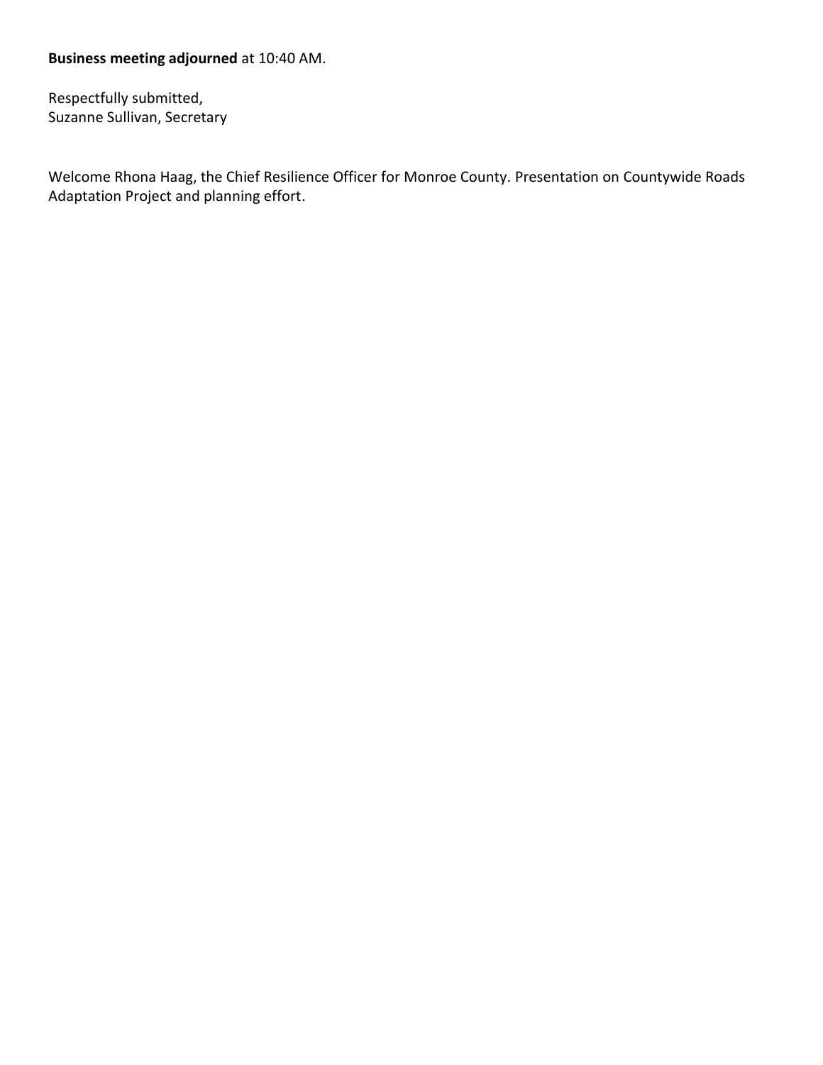**Business meeting adjourned** at 10:40 AM.

Respectfully submitted,
Suzanne Sullivan, Secretary

Welcome Rhona Haag, the Chief Resilience Officer for Monroe County. Presentation on Countywide Roads Adaptation Project and planning effort.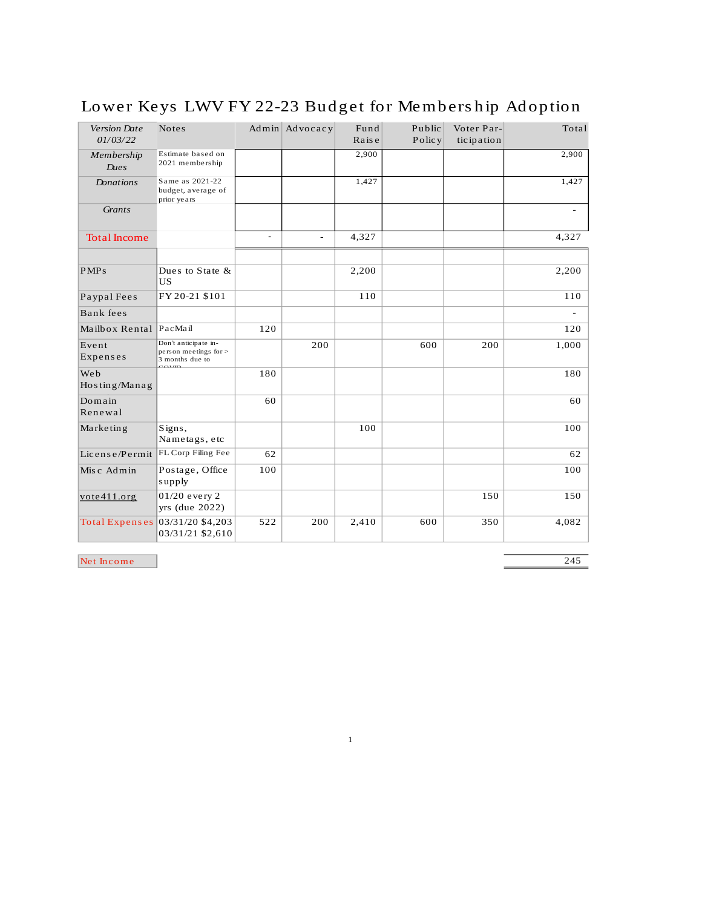# Lower Keys LWV FY 22-23 Budget for Membership Adoption

| *Version Date 01/03/22* | Notes | Admin | Advocacy | Fund Raise | Public Policy | Voter Participation | Total |
|---|---|---|---|---|---|---|---|
| *Membership Dues* | Estimate based on 2021 membership | | | 2,900 | | | 2,900 |
| *Donations* | Same as 2021-22 budget, average of prior years | | | 1,427 | | | 1,427 |
| *Grants* | | | | | | | - |
| Total Income | | - | - | 4,327 | | | 4,327 |
| | | | | | | | |
| PMPs | Dues to State & US | | | 2,200 | | | 2,200 |
| Paypal Fees | FY 20-21 $101 | | | 110 | | | 110 |
| Bank fees | | | | | | | - |
| Mailbox Rental | PacMail | 120 | | | | | 120 |
| Event Expenses | Don't anticipate in-person meetings for > 3 months due to COVID | | 200 | | 600 | 200 | 1,000 |
| Web Hosting/Manag | | 180 | | | | | 180 |
| Domain Renewal | | 60 | | | | | 60 |
| Marketing | Signs, Nametags, etc | | | 100 | | | 100 |
| License/Permit | FL Corp Filing Fee | 62 | | | | | 62 |
| Misc Admin | Postage, Office supply | 100 | | | | | 100 |
| vote411.org | 01/20 every 2 yrs (due 2022) | | | | | 150 | 150 |
| Total Expenses | 03/31/20 $4,203 03/31/21 $2,610 | 522 | 200 | 2,410 | 600 | 350 | 4,082 |
| | | | | | | | |
| Net Income | | | | | | | 245 |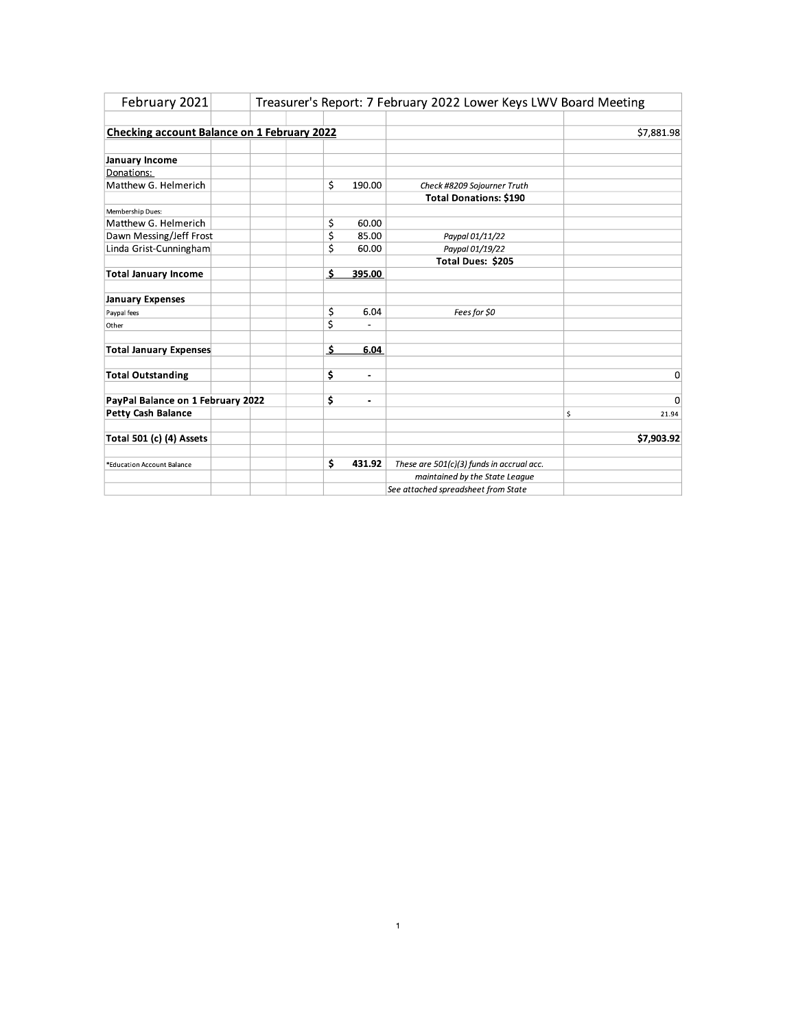| February 2021 | Treasurer's Report: 7 February 2022 Lower Keys LWV Board Meeting | | |
|---|---|---|---|
| **Checking account Balance on 1 February 2022** | | | $7,881.98 |
| | | | |
| **January Income** | | | |
| Donations: | | | |
| Matthew G. Helmerich | $ 190.00 | *Check #8209 Sojourner Truth* | |
| | | **Total Donations: $190** | |
| Membership Dues: | | | |
| Matthew G. Helmerich | $ 60.00 | | |
| Dawn Messing/Jeff Frost | $ 85.00 | *Paypal 01/11/22* | |
| Linda Grist-Cunningham | $ 60.00 | *Paypal 01/19/22* | |
| | | **Total Dues: $205** | |
| **Total January Income** | **$ 395.00** | | |
| | | | |
| **January Expenses** | | | |
| Paypal fees | $ 6.04 | *Fees for $0* | |
| Other | $ - | | |
| | | | |
| **Total January Expenses** | **$ 6.04** | | |
| | | | |
| **Total Outstanding** | $ - | | 0 |
| | | | |
| **PayPal Balance on 1 February 2022** | $ - | | 0 |
| **Petty Cash Balance** | | | $ 21.94 |
| | | | |
| **Total 501 (c) (4) Assets** | | | **$7,903.92** |
| | | | |
| *Education Account Balance | **$ 431.92** | *These are 501(c)(3) funds in accrual acc.* | |
| | | *maintained by the State League* | |
| | | *See attached spreadsheet from State* | |